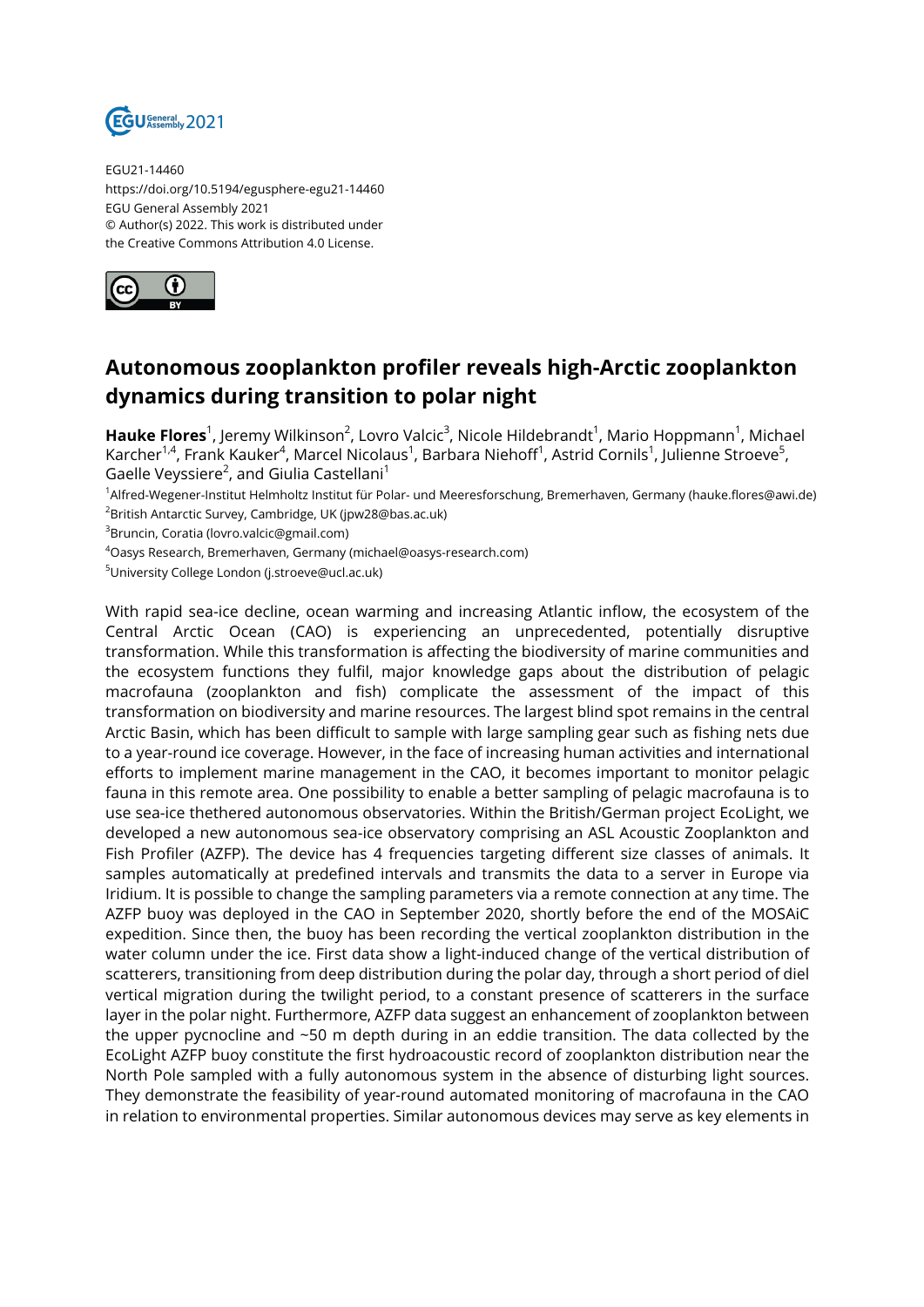EGU21-14460
https://doi.org/10.5194/egusphere-egu21-14460
EGU General Assembly 2021
© Author(s) 2022. This work is distributed under
the Creative Commons Attribution 4.0 License.

# Autonomous zooplankton profiler reveals high-Arctic zooplankton dynamics during transition to polar night

**Hauke Flores**[1], Jeremy Wilkinson[2], Lovro Valcic[3], Nicole Hildebrandt[1], Mario Hoppmann[1], Michael Karcher[1,4], Frank Kauker[4], Marcel Nicolaus[1], Barbara Niehoff[1], Astrid Cornils[1], Julienne Stroeve[5], Gaelle Veyssiere[2], and Giulia Castellani[1]

[1]Alfred-Wegener-Institut Helmholtz Institut für Polar- und Meeresforschung, Bremerhaven, Germany (hauke.flores@awi.de)
[2]British Antarctic Survey, Cambridge, UK (jpw28@bas.ac.uk)
[3]Bruncin, Coratia (lovro.valcic@gmail.com)
[4]Oasys Research, Bremerhaven, Germany (michael@oasys-research.com)
[5]University College London (j.stroeve@ucl.ac.uk)

With rapid sea-ice decline, ocean warming and increasing Atlantic inflow, the ecosystem of the Central Arctic Ocean (CAO) is experiencing an unprecedented, potentially disruptive transformation. While this transformation is affecting the biodiversity of marine communities and the ecosystem functions they fulfil, major knowledge gaps about the distribution of pelagic macrofauna (zooplankton and fish) complicate the assessment of the impact of this transformation on biodiversity and marine resources. The largest blind spot remains in the central Arctic Basin, which has been difficult to sample with large sampling gear such as fishing nets due to a year-round ice coverage. However, in the face of increasing human activities and international efforts to implement marine management in the CAO, it becomes important to monitor pelagic fauna in this remote area. One possibility to enable a better sampling of pelagic macrofauna is to use sea-ice thethered autonomous observatories. Within the British/German project EcoLight, we developed a new autonomous sea-ice observatory comprising an ASL Acoustic Zooplankton and Fish Profiler (AZFP). The device has 4 frequencies targeting different size classes of animals. It samples automatically at predefined intervals and transmits the data to a server in Europe via Iridium. It is possible to change the sampling parameters via a remote connection at any time. The AZFP buoy was deployed in the CAO in September 2020, shortly before the end of the MOSAiC expedition. Since then, the buoy has been recording the vertical zooplankton distribution in the water column under the ice. First data show a light-induced change of the vertical distribution of scatterers, transitioning from deep distribution during the polar day, through a short period of diel vertical migration during the twilight period, to a constant presence of scatterers in the surface layer in the polar night. Furthermore, AZFP data suggest an enhancement of zooplankton between the upper pycnocline and ~50 m depth during in an eddie transition. The data collected by the EcoLight AZFP buoy constitute the first hydroacoustic record of zooplankton distribution near the North Pole sampled with a fully autonomous system in the absence of disturbing light sources. They demonstrate the feasibility of year-round automated monitoring of macrofauna in the CAO in relation to environmental properties. Similar autonomous devices may serve as key elements in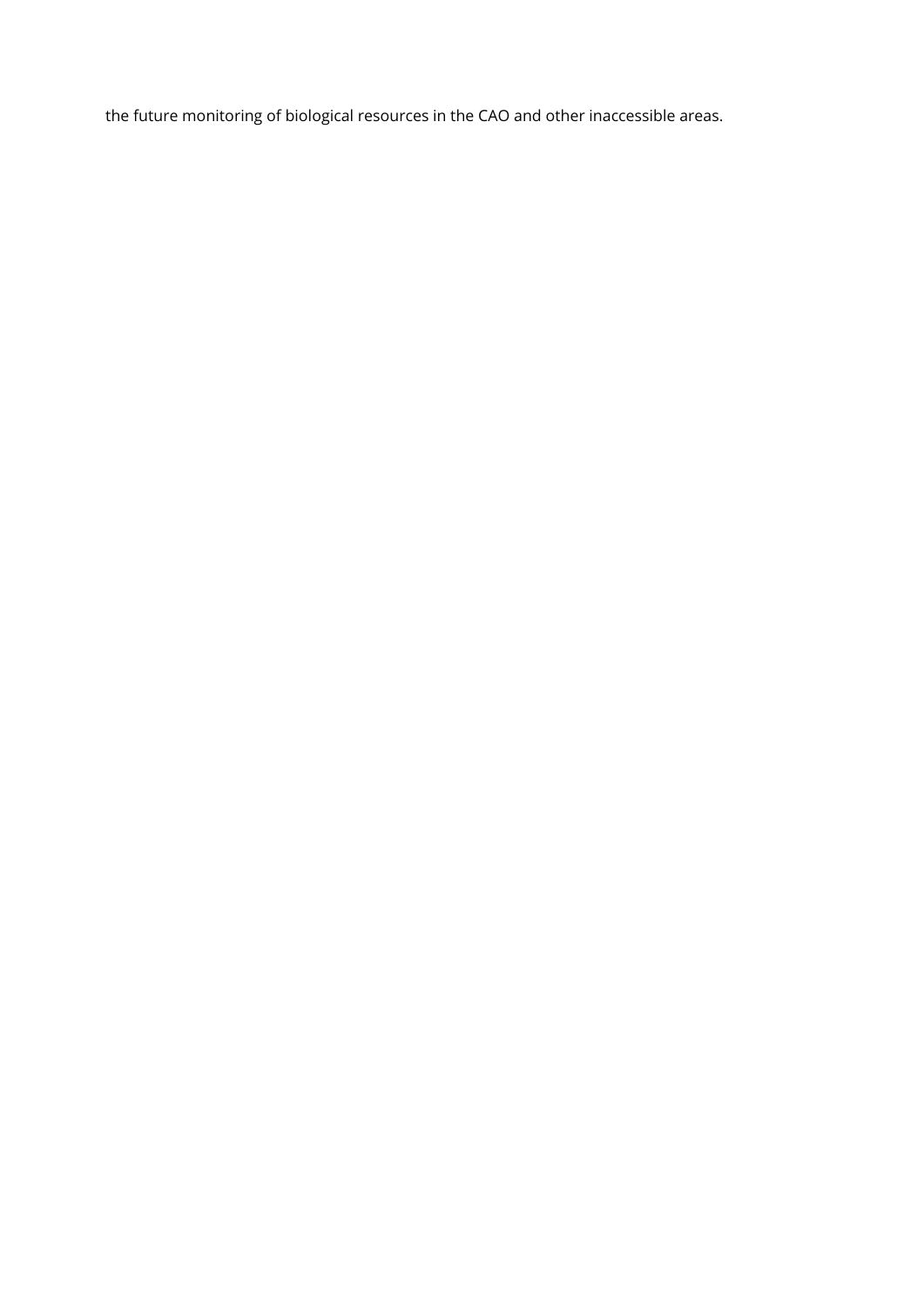the future monitoring of biological resources in the CAO and other inaccessible areas.